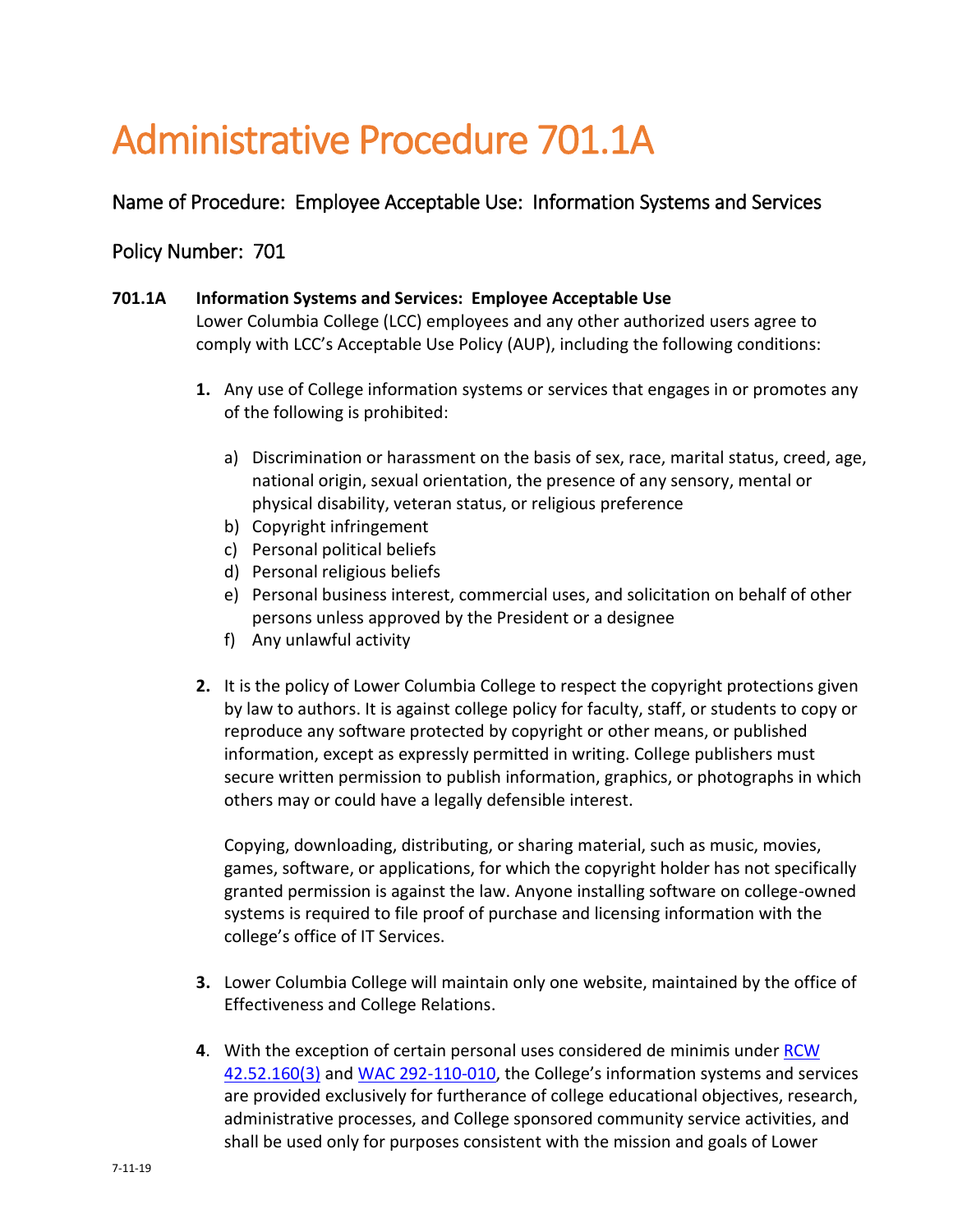# Administrative Procedure 701.1A

## Name of Procedure: Employee Acceptable Use: Information Systems and Services

## Policy Number: 701

**701.1A Information Systems and Services: Employee Acceptable Use**

Lower Columbia College (LCC) employees and any other authorized users agree to comply with LCC's Acceptable Use Policy (AUP), including the following conditions:

1. Any use of College information systems or services that engages in or promotes any of the following is prohibited:

   a) Discrimination or harassment on the basis of sex, race, marital status, creed, age, national origin, sexual orientation, the presence of any sensory, mental or physical disability, veteran status, or religious preference
   b) Copyright infringement
   c) Personal political beliefs
   d) Personal religious beliefs
   e) Personal business interest, commercial uses, and solicitation on behalf of other persons unless approved by the President or a designee
   f) Any unlawful activity

2. It is the policy of Lower Columbia College to respect the copyright protections given by law to authors. It is against college policy for faculty, staff, or students to copy or reproduce any software protected by copyright or other means, or published information, except as expressly permitted in writing. College publishers must secure written permission to publish information, graphics, or photographs in which others may or could have a legally defensible interest.

   Copying, downloading, distributing, or sharing material, such as music, movies, games, software, or applications, for which the copyright holder has not specifically granted permission is against the law. Anyone installing software on college-owned systems is required to file proof of purchase and licensing information with the college's office of IT Services.

3. Lower Columbia College will maintain only one website, maintained by the office of Effectiveness and College Relations.

4. With the exception of certain personal uses considered de minimis under RCW 42.52.160(3) and WAC 292-110-010, the College's information systems and services are provided exclusively for furtherance of college educational objectives, research, administrative processes, and College sponsored community service activities, and shall be used only for purposes consistent with the mission and goals of Lower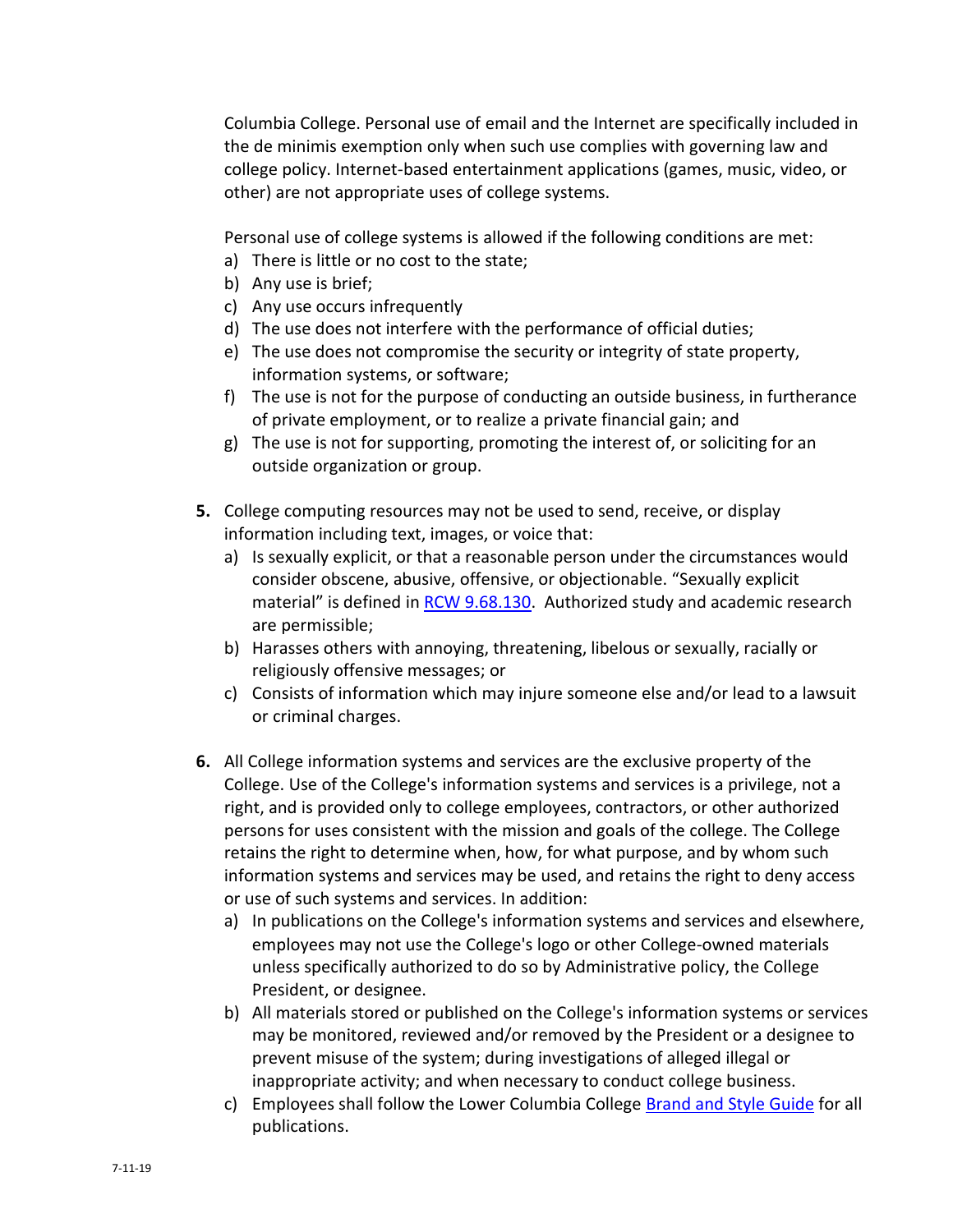Columbia College. Personal use of email and the Internet are specifically included in the de minimis exemption only when such use complies with governing law and college policy. Internet-based entertainment applications (games, music, video, or other) are not appropriate uses of college systems.

Personal use of college systems is allowed if the following conditions are met:

a) There is little or no cost to the state;
b) Any use is brief;
c) Any use occurs infrequently
d) The use does not interfere with the performance of official duties;
e) The use does not compromise the security or integrity of state property, information systems, or software;
f) The use is not for the purpose of conducting an outside business, in furtherance of private employment, or to realize a private financial gain; and
g) The use is not for supporting, promoting the interest of, or soliciting for an outside organization or group.

5. College computing resources may not be used to send, receive, or display information including text, images, or voice that:
   a) Is sexually explicit, or that a reasonable person under the circumstances would consider obscene, abusive, offensive, or objectionable. "Sexually explicit material" is defined in [RCW 9.68.130](). Authorized study and academic research are permissible;
   b) Harasses others with annoying, threatening, libelous or sexually, racially or religiously offensive messages; or
   c) Consists of information which may injure someone else and/or lead to a lawsuit or criminal charges.

6. All College information systems and services are the exclusive property of the College. Use of the College's information systems and services is a privilege, not a right, and is provided only to college employees, contractors, or other authorized persons for uses consistent with the mission and goals of the college. The College retains the right to determine when, how, for what purpose, and by whom such information systems and services may be used, and retains the right to deny access or use of such systems and services. In addition:
   a) In publications on the College's information systems and services and elsewhere, employees may not use the College's logo or other College-owned materials unless specifically authorized to do so by Administrative policy, the College President, or designee.
   b) All materials stored or published on the College's information systems or services may be monitored, reviewed and/or removed by the President or a designee to prevent misuse of the system; during investigations of alleged illegal or inappropriate activity; and when necessary to conduct college business.
   c) Employees shall follow the Lower Columbia College [Brand and Style Guide]() for all publications.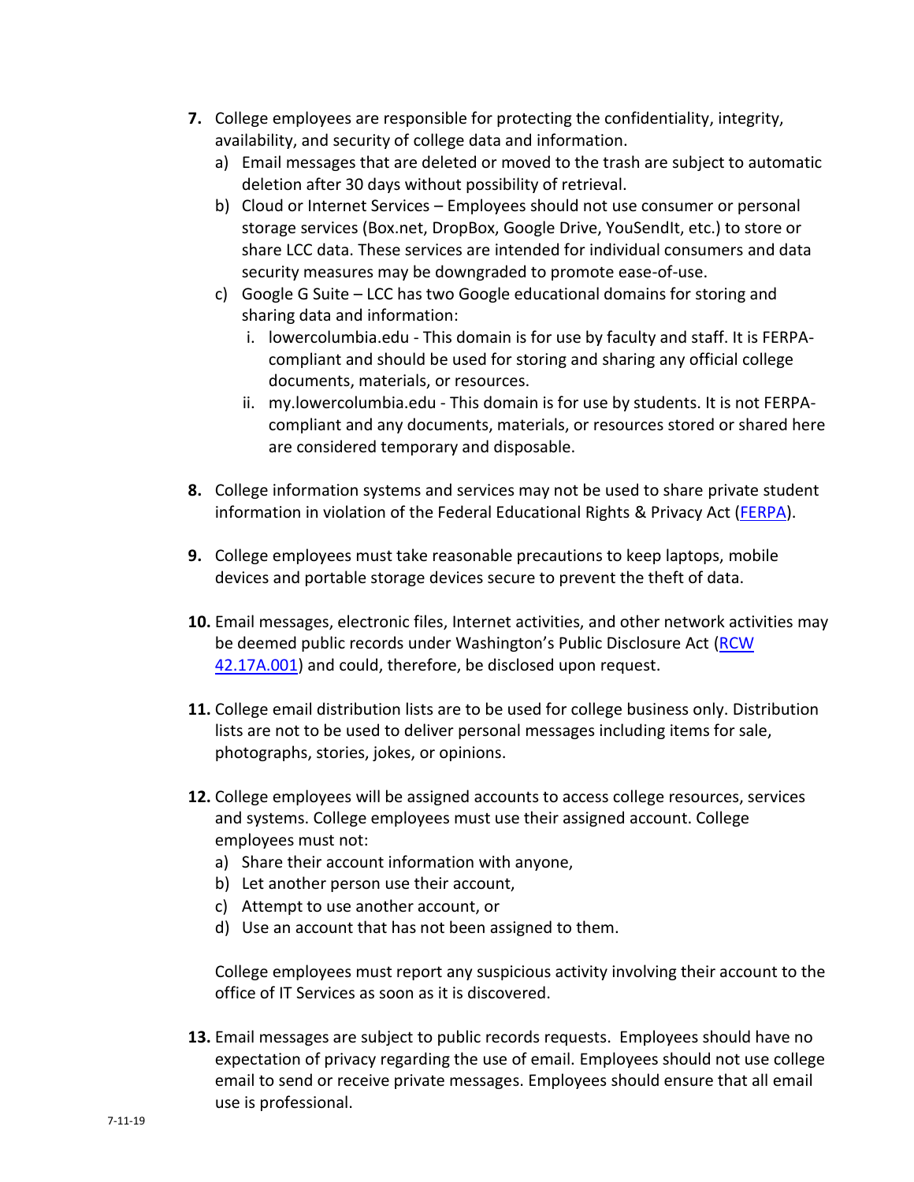7. College employees are responsible for protecting the confidentiality, integrity, availability, and security of college data and information.
   a) Email messages that are deleted or moved to the trash are subject to automatic deletion after 30 days without possibility of retrieval.
   b) Cloud or Internet Services – Employees should not use consumer or personal storage services (Box.net, DropBox, Google Drive, YouSendIt, etc.) to store or share LCC data. These services are intended for individual consumers and data security measures may be downgraded to promote ease-of-use.
   c) Google G Suite – LCC has two Google educational domains for storing and sharing data and information:
      i. lowercolumbia.edu - This domain is for use by faculty and staff. It is FERPA-compliant and should be used for storing and sharing any official college documents, materials, or resources.
      ii. my.lowercolumbia.edu - This domain is for use by students. It is not FERPA-compliant and any documents, materials, or resources stored or shared here are considered temporary and disposable.

8. College information systems and services may not be used to share private student information in violation of the Federal Educational Rights & Privacy Act (FERPA).

9. College employees must take reasonable precautions to keep laptops, mobile devices and portable storage devices secure to prevent the theft of data.

10. Email messages, electronic files, Internet activities, and other network activities may be deemed public records under Washington's Public Disclosure Act (RCW 42.17A.001) and could, therefore, be disclosed upon request.

11. College email distribution lists are to be used for college business only. Distribution lists are not to be used to deliver personal messages including items for sale, photographs, stories, jokes, or opinions.

12. College employees will be assigned accounts to access college resources, services and systems. College employees must use their assigned account. College employees must not:
    a) Share their account information with anyone,
    b) Let another person use their account,
    c) Attempt to use another account, or
    d) Use an account that has not been assigned to them.

    College employees must report any suspicious activity involving their account to the office of IT Services as soon as it is discovered.

13. Email messages are subject to public records requests. Employees should have no expectation of privacy regarding the use of email. Employees should not use college email to send or receive private messages. Employees should ensure that all email use is professional.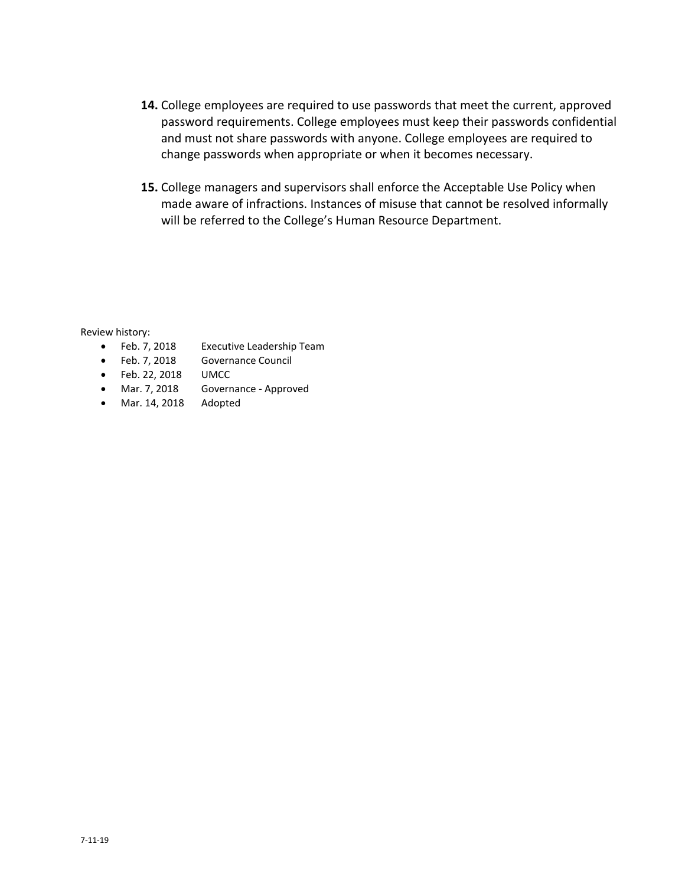**14.** College employees are required to use passwords that meet the current, approved password requirements. College employees must keep their passwords confidential and must not share passwords with anyone. College employees are required to change passwords when appropriate or when it becomes necessary.

**15.** College managers and supervisors shall enforce the Acceptable Use Policy when made aware of infractions. Instances of misuse that cannot be resolved informally will be referred to the College's Human Resource Department.

Review history:

- Feb. 7, 2018 Executive Leadership Team
- Feb. 7, 2018 Governance Council
- Feb. 22, 2018 UMCC
- Mar. 7, 2018 Governance - Approved
- Mar. 14, 2018 Adopted

7-11-19